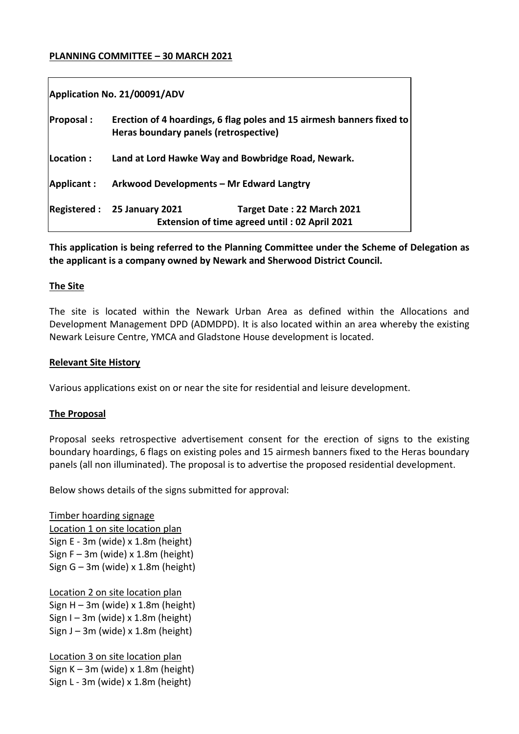**PLANNING COMMITTEE – 30 MARCH 2021**

| | |
|---|---|
| **Application No. 21/00091/ADV** | |
| **Proposal :** | **Erection of 4 hoardings, 6 flag poles and 15 airmesh banners fixed to Heras boundary panels (retrospective)** |
| **Location :** | **Land at Lord Hawke Way and Bowbridge Road, Newark.** |
| **Applicant :** | **Arkwood Developments – Mr Edward Langtry** |
| **Registered :** | **25 January 2021 Target Date : 22 March 2021**<br>**Extension of time agreed until : 02 April 2021** |

**This application is being referred to the Planning Committee under the Scheme of Delegation as the applicant is a company owned by Newark and Sherwood District Council.**

## The Site

The site is located within the Newark Urban Area as defined within the Allocations and Development Management DPD (ADMDPD). It is also located within an area whereby the existing Newark Leisure Centre, YMCA and Gladstone House development is located.

## Relevant Site History

Various applications exist on or near the site for residential and leisure development.

## The Proposal

Proposal seeks retrospective advertisement consent for the erection of signs to the existing boundary hoardings, 6 flags on existing poles and 15 airmesh banners fixed to the Heras boundary panels (all non illuminated). The proposal is to advertise the proposed residential development.

Below shows details of the signs submitted for approval:

Timber hoarding signage
Location 1 on site location plan
Sign E - 3m (wide) x 1.8m (height)
Sign F – 3m (wide) x 1.8m (height)
Sign G – 3m (wide) x 1.8m (height)

Location 2 on site location plan
Sign H – 3m (wide) x 1.8m (height)
Sign I – 3m (wide) x 1.8m (height)
Sign J – 3m (wide) x 1.8m (height)

Location 3 on site location plan
Sign K – 3m (wide) x 1.8m (height)
Sign L - 3m (wide) x 1.8m (height)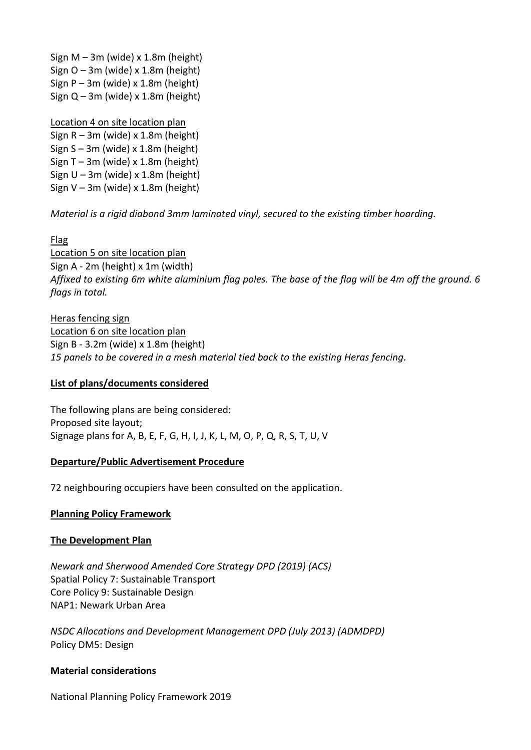Sign M – 3m (wide) x 1.8m (height)
Sign O – 3m (wide) x 1.8m (height)
Sign P – 3m (wide) x 1.8m (height)
Sign Q – 3m (wide) x 1.8m (height)

Location 4 on site location plan
Sign R – 3m (wide) x 1.8m (height)
Sign S – 3m (wide) x 1.8m (height)
Sign T – 3m (wide) x 1.8m (height)
Sign U – 3m (wide) x 1.8m (height)
Sign V – 3m (wide) x 1.8m (height)

*Material is a rigid diabond 3mm laminated vinyl, secured to the existing timber hoarding.*

Flag
Location 5 on site location plan
Sign A - 2m (height) x 1m (width)
*Affixed to existing 6m white aluminium flag poles. The base of the flag will be 4m off the ground. 6 flags in total.*

Heras fencing sign
Location 6 on site location plan
Sign B - 3.2m (wide) x 1.8m (height)
*15 panels to be covered in a mesh material tied back to the existing Heras fencing.*

**List of plans/documents considered**

The following plans are being considered:
Proposed site layout;
Signage plans for A, B, E, F, G, H, I, J, K, L, M, O, P, Q, R, S, T, U, V

**Departure/Public Advertisement Procedure**

72 neighbouring occupiers have been consulted on the application.

**Planning Policy Framework**

**The Development Plan**

*Newark and Sherwood Amended Core Strategy DPD (2019) (ACS)*
Spatial Policy 7: Sustainable Transport
Core Policy 9: Sustainable Design
NAP1: Newark Urban Area

*NSDC Allocations and Development Management DPD (July 2013) (ADMDPD)*
Policy DM5: Design

**Material considerations**

National Planning Policy Framework 2019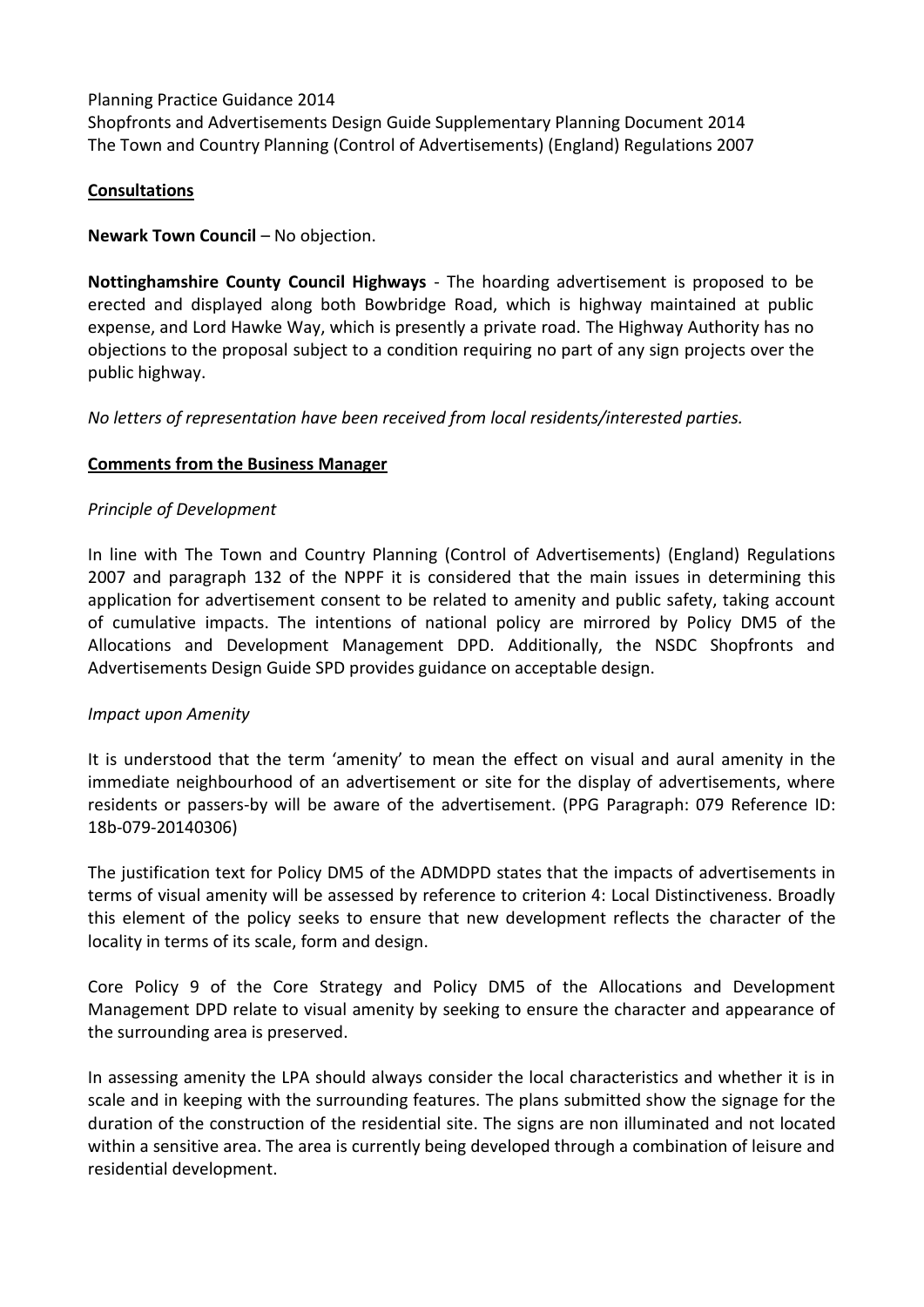Planning Practice Guidance 2014
Shopfronts and Advertisements Design Guide Supplementary Planning Document 2014
The Town and Country Planning (Control of Advertisements) (England) Regulations 2007

**Consultations**

**Newark Town Council** – No objection.

**Nottinghamshire County Council Highways** - The hoarding advertisement is proposed to be erected and displayed along both Bowbridge Road, which is highway maintained at public expense, and Lord Hawke Way, which is presently a private road. The Highway Authority has no objections to the proposal subject to a condition requiring no part of any sign projects over the public highway.

*No letters of representation have been received from local residents/interested parties.*

**Comments from the Business Manager**

*Principle of Development*

In line with The Town and Country Planning (Control of Advertisements) (England) Regulations 2007 and paragraph 132 of the NPPF it is considered that the main issues in determining this application for advertisement consent to be related to amenity and public safety, taking account of cumulative impacts. The intentions of national policy are mirrored by Policy DM5 of the Allocations and Development Management DPD. Additionally, the NSDC Shopfronts and Advertisements Design Guide SPD provides guidance on acceptable design.

*Impact upon Amenity*

It is understood that the term 'amenity' to mean the effect on visual and aural amenity in the immediate neighbourhood of an advertisement or site for the display of advertisements, where residents or passers-by will be aware of the advertisement. (PPG Paragraph: 079 Reference ID: 18b-079-20140306)

The justification text for Policy DM5 of the ADMDPD states that the impacts of advertisements in terms of visual amenity will be assessed by reference to criterion 4: Local Distinctiveness. Broadly this element of the policy seeks to ensure that new development reflects the character of the locality in terms of its scale, form and design.

Core Policy 9 of the Core Strategy and Policy DM5 of the Allocations and Development Management DPD relate to visual amenity by seeking to ensure the character and appearance of the surrounding area is preserved.

In assessing amenity the LPA should always consider the local characteristics and whether it is in scale and in keeping with the surrounding features. The plans submitted show the signage for the duration of the construction of the residential site. The signs are non illuminated and not located within a sensitive area. The area is currently being developed through a combination of leisure and residential development.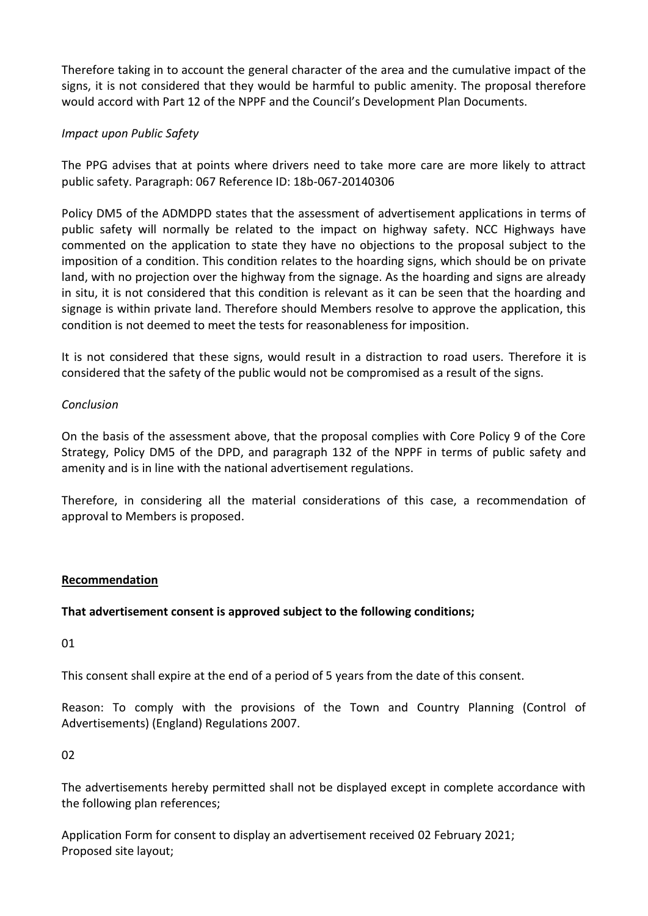Therefore taking in to account the general character of the area and the cumulative impact of the signs, it is not considered that they would be harmful to public amenity. The proposal therefore would accord with Part 12 of the NPPF and the Council's Development Plan Documents.

*Impact upon Public Safety*

The PPG advises that at points where drivers need to take more care are more likely to attract public safety. Paragraph: 067 Reference ID: 18b-067-20140306

Policy DM5 of the ADMDPD states that the assessment of advertisement applications in terms of public safety will normally be related to the impact on highway safety. NCC Highways have commented on the application to state they have no objections to the proposal subject to the imposition of a condition. This condition relates to the hoarding signs, which should be on private land, with no projection over the highway from the signage. As the hoarding and signs are already in situ, it is not considered that this condition is relevant as it can be seen that the hoarding and signage is within private land. Therefore should Members resolve to approve the application, this condition is not deemed to meet the tests for reasonableness for imposition.

It is not considered that these signs, would result in a distraction to road users. Therefore it is considered that the safety of the public would not be compromised as a result of the signs.

*Conclusion*

On the basis of the assessment above, that the proposal complies with Core Policy 9 of the Core Strategy, Policy DM5 of the DPD, and paragraph 132 of the NPPF in terms of public safety and amenity and is in line with the national advertisement regulations.

Therefore, in considering all the material considerations of this case, a recommendation of approval to Members is proposed.

## **Recommendation**

**That advertisement consent is approved subject to the following conditions;**

01

This consent shall expire at the end of a period of 5 years from the date of this consent.

Reason: To comply with the provisions of the Town and Country Planning (Control of Advertisements) (England) Regulations 2007.

02

The advertisements hereby permitted shall not be displayed except in complete accordance with the following plan references;

Application Form for consent to display an advertisement received 02 February 2021;
Proposed site layout;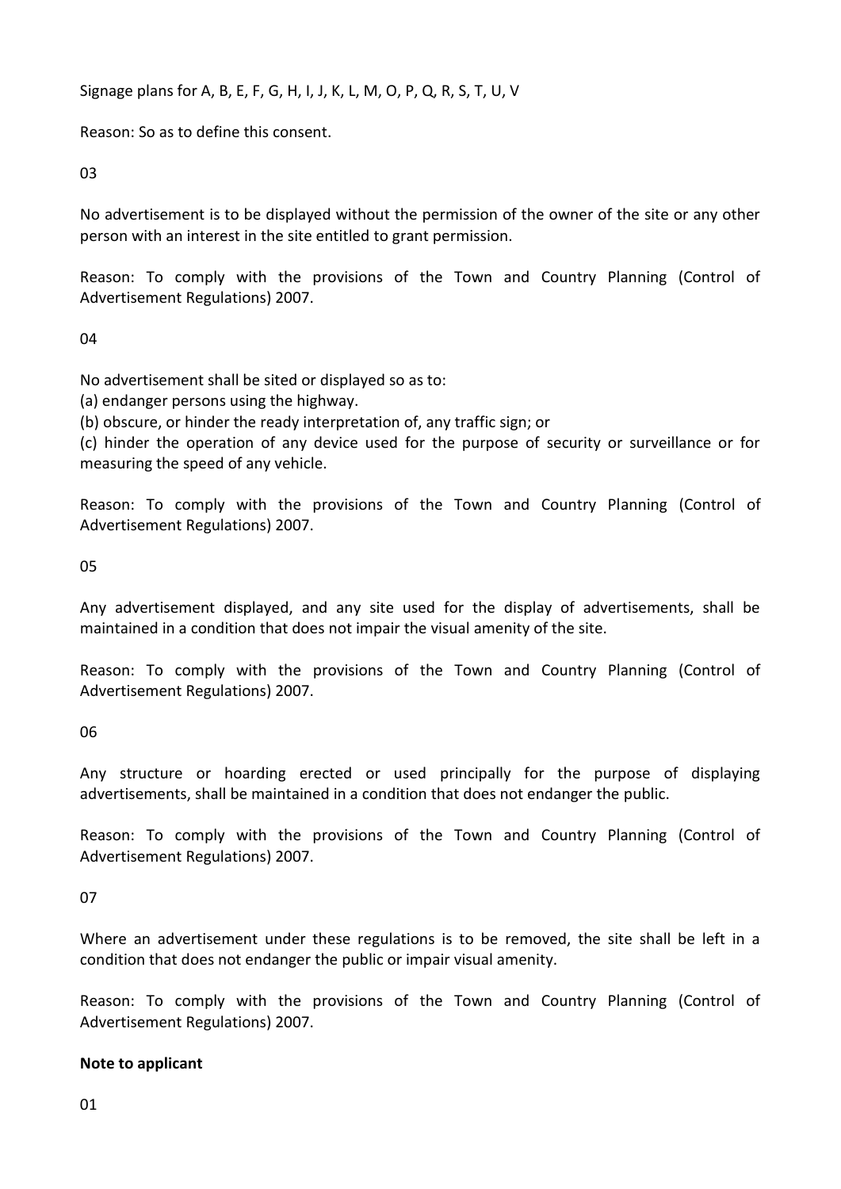Signage plans for A, B, E, F, G, H, I, J, K, L, M, O, P, Q, R, S, T, U, V

Reason: So as to define this consent.

03

No advertisement is to be displayed without the permission of the owner of the site or any other person with an interest in the site entitled to grant permission.

Reason: To comply with the provisions of the Town and Country Planning (Control of Advertisement Regulations) 2007.

04

No advertisement shall be sited or displayed so as to:
(a) endanger persons using the highway.
(b) obscure, or hinder the ready interpretation of, any traffic sign; or
(c) hinder the operation of any device used for the purpose of security or surveillance or for measuring the speed of any vehicle.

Reason: To comply with the provisions of the Town and Country Planning (Control of Advertisement Regulations) 2007.

05

Any advertisement displayed, and any site used for the display of advertisements, shall be maintained in a condition that does not impair the visual amenity of the site.

Reason: To comply with the provisions of the Town and Country Planning (Control of Advertisement Regulations) 2007.

06

Any structure or hoarding erected or used principally for the purpose of displaying advertisements, shall be maintained in a condition that does not endanger the public.

Reason: To comply with the provisions of the Town and Country Planning (Control of Advertisement Regulations) 2007.

07

Where an advertisement under these regulations is to be removed, the site shall be left in a condition that does not endanger the public or impair visual amenity.

Reason: To comply with the provisions of the Town and Country Planning (Control of Advertisement Regulations) 2007.

**Note to applicant**

01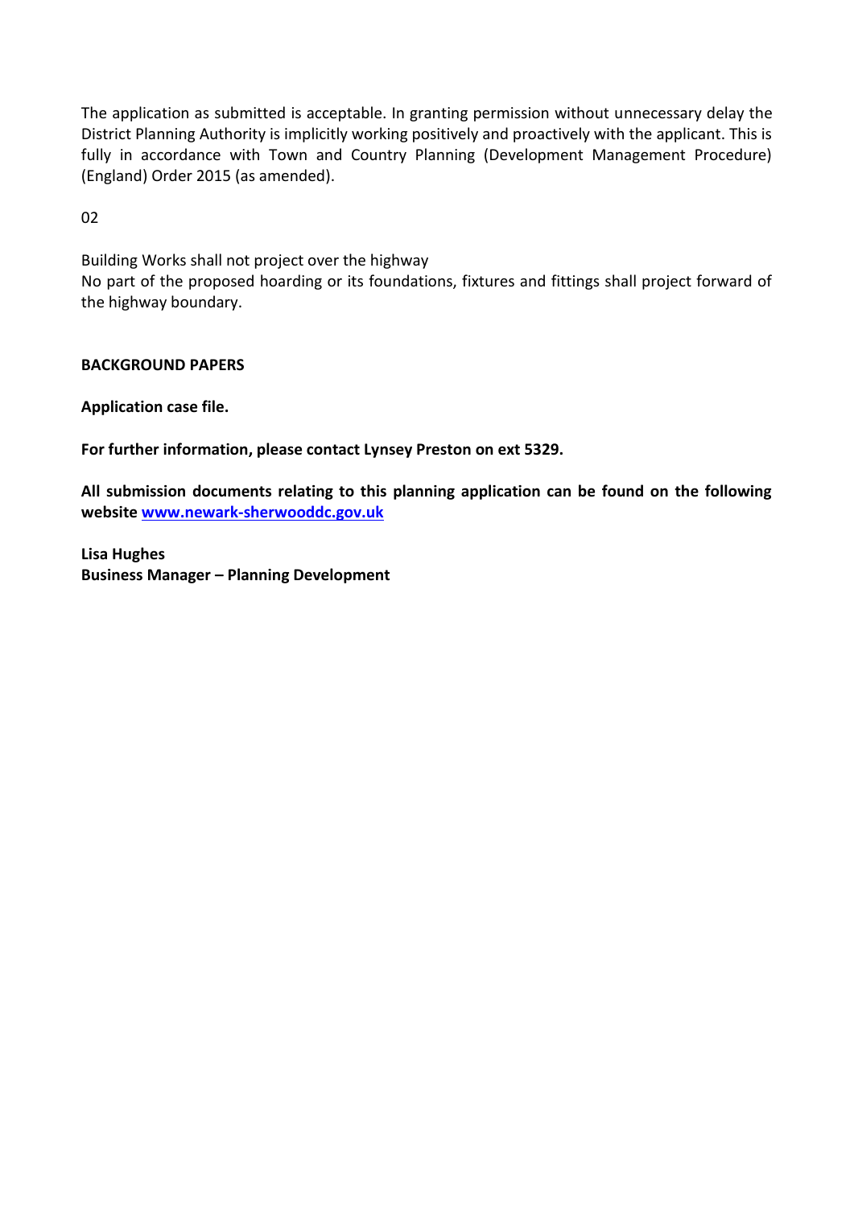The application as submitted is acceptable. In granting permission without unnecessary delay the District Planning Authority is implicitly working positively and proactively with the applicant. This is fully in accordance with Town and Country Planning (Development Management Procedure) (England) Order 2015 (as amended).

02

Building Works shall not project over the highway
No part of the proposed hoarding or its foundations, fixtures and fittings shall project forward of the highway boundary.

**BACKGROUND PAPERS**

**Application case file.**

**For further information, please contact Lynsey Preston on ext 5329.**

**All submission documents relating to this planning application can be found on the following website [www.newark-sherwooddc.gov.uk](www.newark-sherwooddc.gov.uk)**

**Lisa Hughes**
**Business Manager – Planning Development**